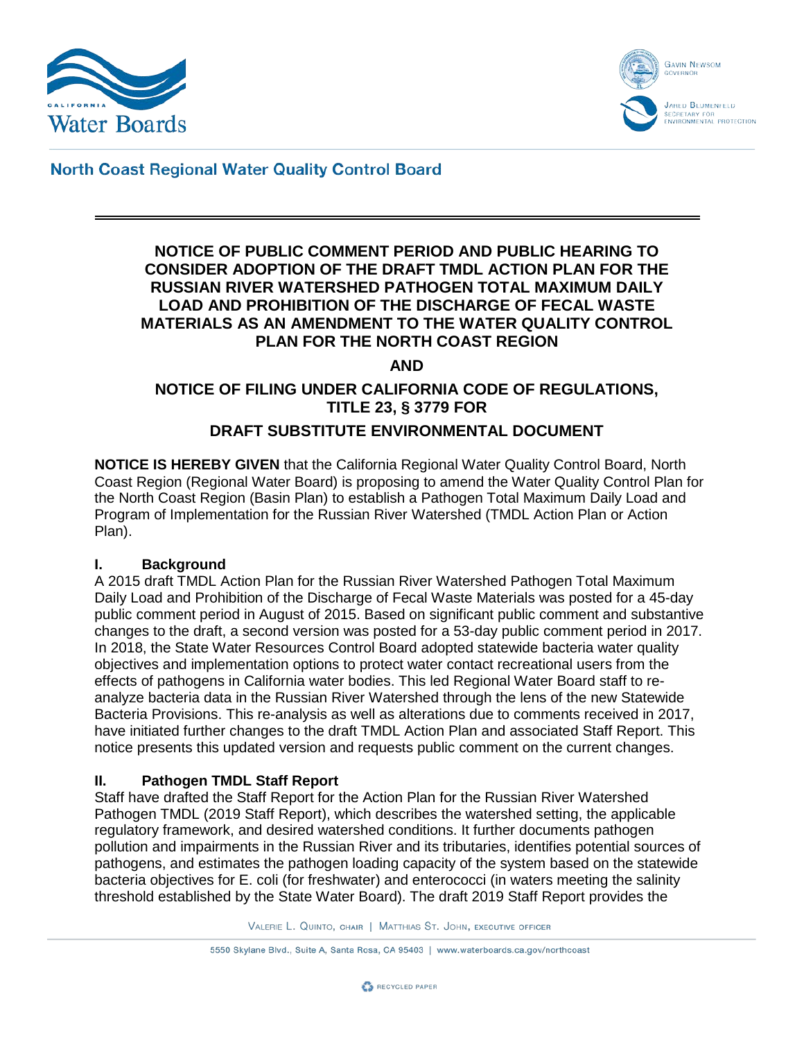North Coast Regional Water Quality Control Board

# NOTICE OF PUBLIC COMMENT PERIOD AND PUBLIC HEARING TO CONSIDER ADOPTION OF THE DRAFT TMDL ACTION PLAN FOR THE RUSSIAN RIVER WATERSHED PATHOGEN TOTAL MAXIMUM DAILY LOAD AND PROHIBITION OF THE DISCHARGE OF FECAL WASTE MATERIALS AS AN AMENDMENT TO THE WATER QUALITY CONTROL PLAN FOR THE NORTH COAST REGION

**AND**

# NOTICE OF FILING UNDER CALIFORNIA CODE OF REGULATIONS, TITLE 23, § 3779 FOR

# DRAFT SUBSTITUTE ENVIRONMENTAL DOCUMENT

**NOTICE IS HEREBY GIVEN** that the California Regional Water Quality Control Board, North Coast Region (Regional Water Board) is proposing to amend the Water Quality Control Plan for the North Coast Region (Basin Plan) to establish a Pathogen Total Maximum Daily Load and Program of Implementation for the Russian River Watershed (TMDL Action Plan or Action Plan).

## I. Background

A 2015 draft TMDL Action Plan for the Russian River Watershed Pathogen Total Maximum Daily Load and Prohibition of the Discharge of Fecal Waste Materials was posted for a 45-day public comment period in August of 2015. Based on significant public comment and substantive changes to the draft, a second version was posted for a 53-day public comment period in 2017. In 2018, the State Water Resources Control Board adopted statewide bacteria water quality objectives and implementation options to protect water contact recreational users from the effects of pathogens in California water bodies. This led Regional Water Board staff to re-analyze bacteria data in the Russian River Watershed through the lens of the new Statewide Bacteria Provisions. This re-analysis as well as alterations due to comments received in 2017, have initiated further changes to the draft TMDL Action Plan and associated Staff Report. This notice presents this updated version and requests public comment on the current changes.

## II. Pathogen TMDL Staff Report

Staff have drafted the Staff Report for the Action Plan for the Russian River Watershed Pathogen TMDL (2019 Staff Report), which describes the watershed setting, the applicable regulatory framework, and desired watershed conditions. It further documents pathogen pollution and impairments in the Russian River and its tributaries, identifies potential sources of pathogens, and estimates the pathogen loading capacity of the system based on the statewide bacteria objectives for E. coli (for freshwater) and enterococci (in waters meeting the salinity threshold established by the State Water Board). The draft 2019 Staff Report provides the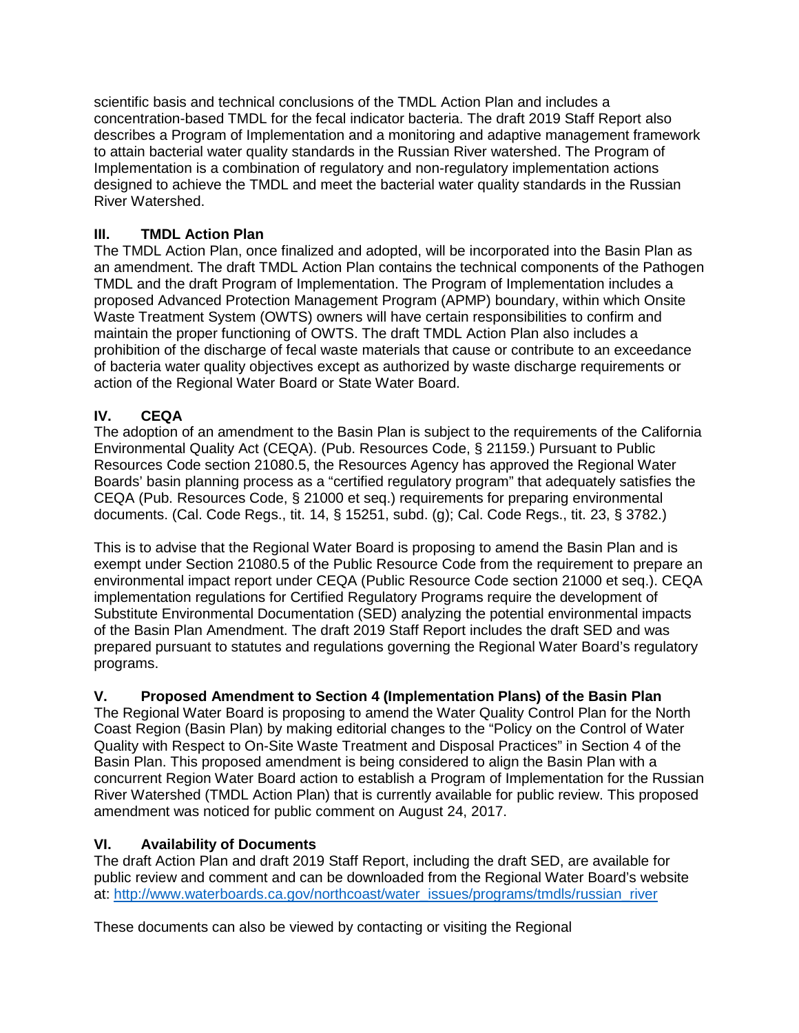scientific basis and technical conclusions of the TMDL Action Plan and includes a concentration-based TMDL for the fecal indicator bacteria. The draft 2019 Staff Report also describes a Program of Implementation and a monitoring and adaptive management framework to attain bacterial water quality standards in the Russian River watershed. The Program of Implementation is a combination of regulatory and non-regulatory implementation actions designed to achieve the TMDL and meet the bacterial water quality standards in the Russian River Watershed.

## III. TMDL Action Plan

The TMDL Action Plan, once finalized and adopted, will be incorporated into the Basin Plan as an amendment. The draft TMDL Action Plan contains the technical components of the Pathogen TMDL and the draft Program of Implementation. The Program of Implementation includes a proposed Advanced Protection Management Program (APMP) boundary, within which Onsite Waste Treatment System (OWTS) owners will have certain responsibilities to confirm and maintain the proper functioning of OWTS. The draft TMDL Action Plan also includes a prohibition of the discharge of fecal waste materials that cause or contribute to an exceedance of bacteria water quality objectives except as authorized by waste discharge requirements or action of the Regional Water Board or State Water Board.

## IV. CEQA

The adoption of an amendment to the Basin Plan is subject to the requirements of the California Environmental Quality Act (CEQA). (Pub. Resources Code, § 21159.) Pursuant to Public Resources Code section 21080.5, the Resources Agency has approved the Regional Water Boards' basin planning process as a "certified regulatory program" that adequately satisfies the CEQA (Pub. Resources Code, § 21000 et seq.) requirements for preparing environmental documents. (Cal. Code Regs., tit. 14, § 15251, subd. (g); Cal. Code Regs., tit. 23, § 3782.)

This is to advise that the Regional Water Board is proposing to amend the Basin Plan and is exempt under Section 21080.5 of the Public Resource Code from the requirement to prepare an environmental impact report under CEQA (Public Resource Code section 21000 et seq.). CEQA implementation regulations for Certified Regulatory Programs require the development of Substitute Environmental Documentation (SED) analyzing the potential environmental impacts of the Basin Plan Amendment. The draft 2019 Staff Report includes the draft SED and was prepared pursuant to statutes and regulations governing the Regional Water Board's regulatory programs.

## V. Proposed Amendment to Section 4 (Implementation Plans) of the Basin Plan

The Regional Water Board is proposing to amend the Water Quality Control Plan for the North Coast Region (Basin Plan) by making editorial changes to the "Policy on the Control of Water Quality with Respect to On-Site Waste Treatment and Disposal Practices" in Section 4 of the Basin Plan. This proposed amendment is being considered to align the Basin Plan with a concurrent Region Water Board action to establish a Program of Implementation for the Russian River Watershed (TMDL Action Plan) that is currently available for public review. This proposed amendment was noticed for public comment on August 24, 2017.

## VI. Availability of Documents

The draft Action Plan and draft 2019 Staff Report, including the draft SED, are available for public review and comment and can be downloaded from the Regional Water Board's website at: [http://www.waterboards.ca.gov/northcoast/water_issues/programs/tmdls/russian_river](http://www.waterboards.ca.gov/northcoast/water_issues/programs/tmdls/russian_river)

These documents can also be viewed by contacting or visiting the Regional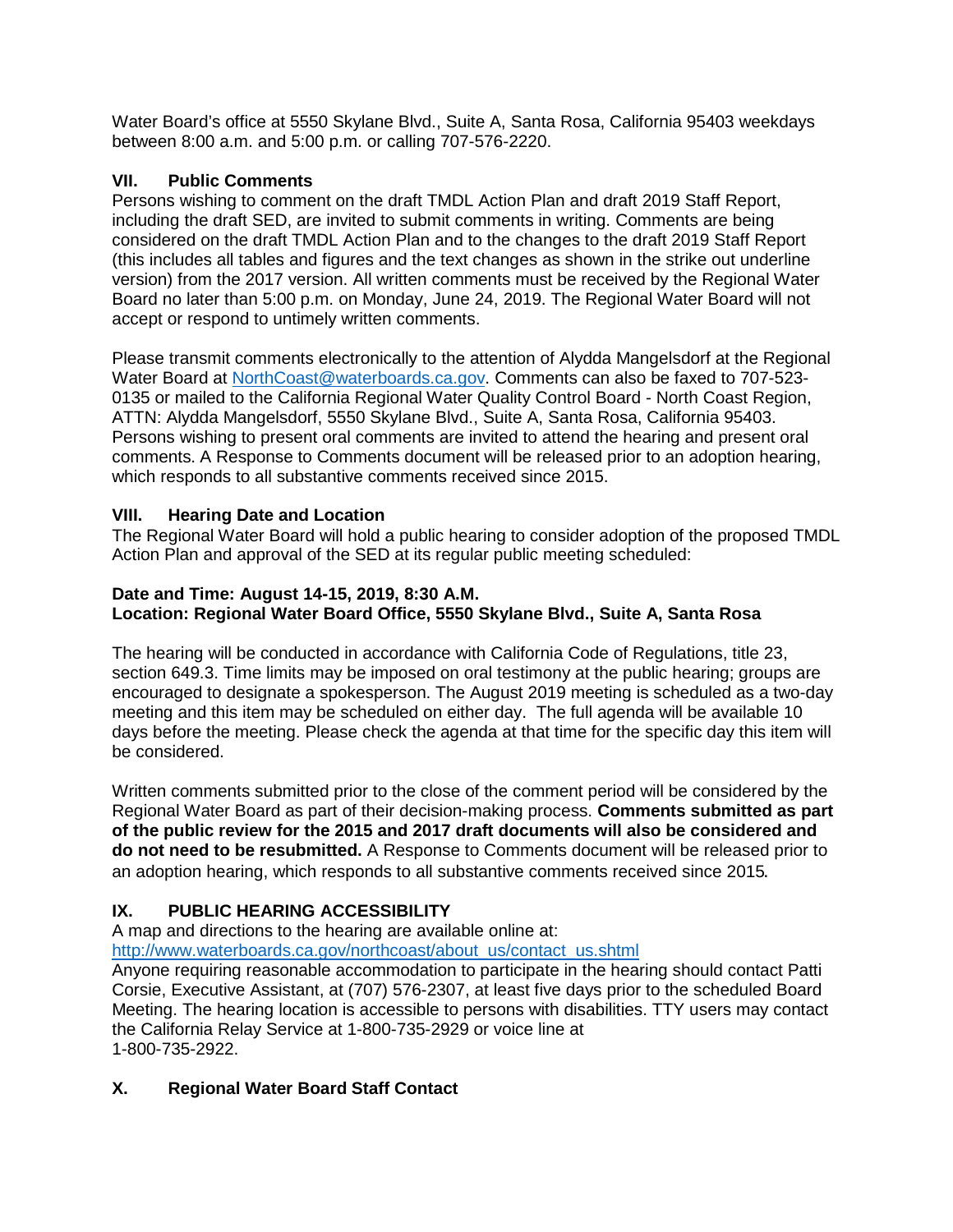Water Board's office at 5550 Skylane Blvd., Suite A, Santa Rosa, California 95403 weekdays between 8:00 a.m. and 5:00 p.m. or calling 707-576-2220.

## VII. Public Comments

Persons wishing to comment on the draft TMDL Action Plan and draft 2019 Staff Report, including the draft SED, are invited to submit comments in writing. Comments are being considered on the draft TMDL Action Plan and to the changes to the draft 2019 Staff Report (this includes all tables and figures and the text changes as shown in the strike out underline version) from the 2017 version. All written comments must be received by the Regional Water Board no later than 5:00 p.m. on Monday, June 24, 2019. The Regional Water Board will not accept or respond to untimely written comments.

Please transmit comments electronically to the attention of Alydda Mangelsdorf at the Regional Water Board at [NorthCoast@waterboards.ca.gov](mailto:NorthCoast@waterboards.ca.gov). Comments can also be faxed to 707-523-0135 or mailed to the California Regional Water Quality Control Board - North Coast Region, ATTN: Alydda Mangelsdorf, 5550 Skylane Blvd., Suite A, Santa Rosa, California 95403. Persons wishing to present oral comments are invited to attend the hearing and present oral comments. A Response to Comments document will be released prior to an adoption hearing, which responds to all substantive comments received since 2015.

## VIII. Hearing Date and Location

The Regional Water Board will hold a public hearing to consider adoption of the proposed TMDL Action Plan and approval of the SED at its regular public meeting scheduled:

**Date and Time: August 14-15, 2019, 8:30 A.M.**
**Location: Regional Water Board Office, 5550 Skylane Blvd., Suite A, Santa Rosa**

The hearing will be conducted in accordance with California Code of Regulations, title 23, section 649.3. Time limits may be imposed on oral testimony at the public hearing; groups are encouraged to designate a spokesperson. The August 2019 meeting is scheduled as a two-day meeting and this item may be scheduled on either day. The full agenda will be available 10 days before the meeting. Please check the agenda at that time for the specific day this item will be considered.

Written comments submitted prior to the close of the comment period will be considered by the Regional Water Board as part of their decision-making process. **Comments submitted as part of the public review for the 2015 and 2017 draft documents will also be considered and do not need to be resubmitted.** A Response to Comments document will be released prior to an adoption hearing, which responds to all substantive comments received since 2015.

## IX. PUBLIC HEARING ACCESSIBILITY

A map and directions to the hearing are available online at:
[http://www.waterboards.ca.gov/northcoast/about_us/contact_us.shtml](http://www.waterboards.ca.gov/northcoast/about_us/contact_us.shtml)
Anyone requiring reasonable accommodation to participate in the hearing should contact Patti Corsie, Executive Assistant, at (707) 576-2307, at least five days prior to the scheduled Board Meeting. The hearing location is accessible to persons with disabilities. TTY users may contact the California Relay Service at 1-800-735-2929 or voice line at
1-800-735-2922.

## X. Regional Water Board Staff Contact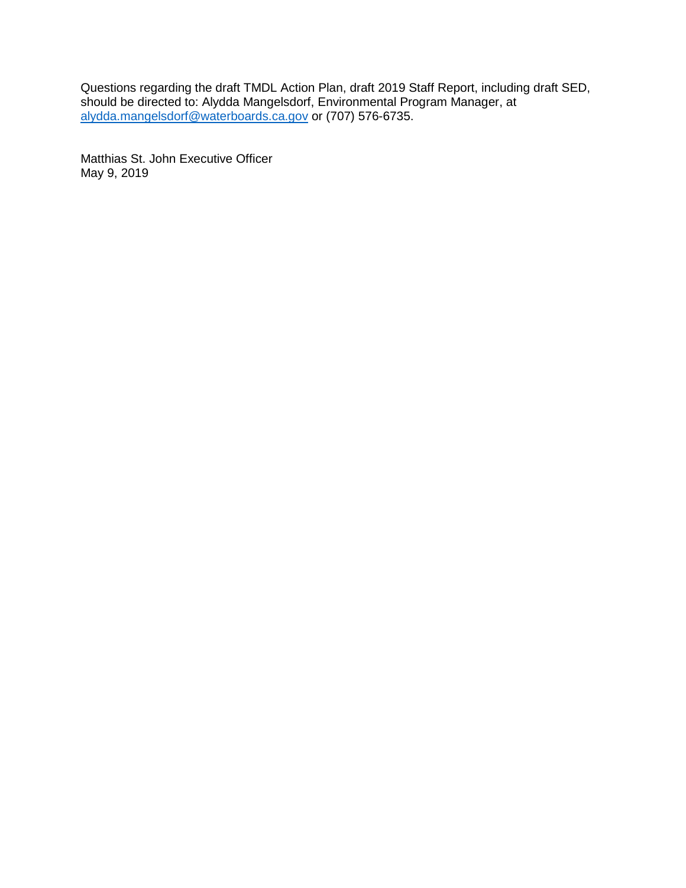Questions regarding the draft TMDL Action Plan, draft 2019 Staff Report, including draft SED, should be directed to: Alydda Mangelsdorf, Environmental Program Manager, at alydda.mangelsdorf@waterboards.ca.gov or (707) 576-6735.

Matthias St. John Executive Officer
May 9, 2019